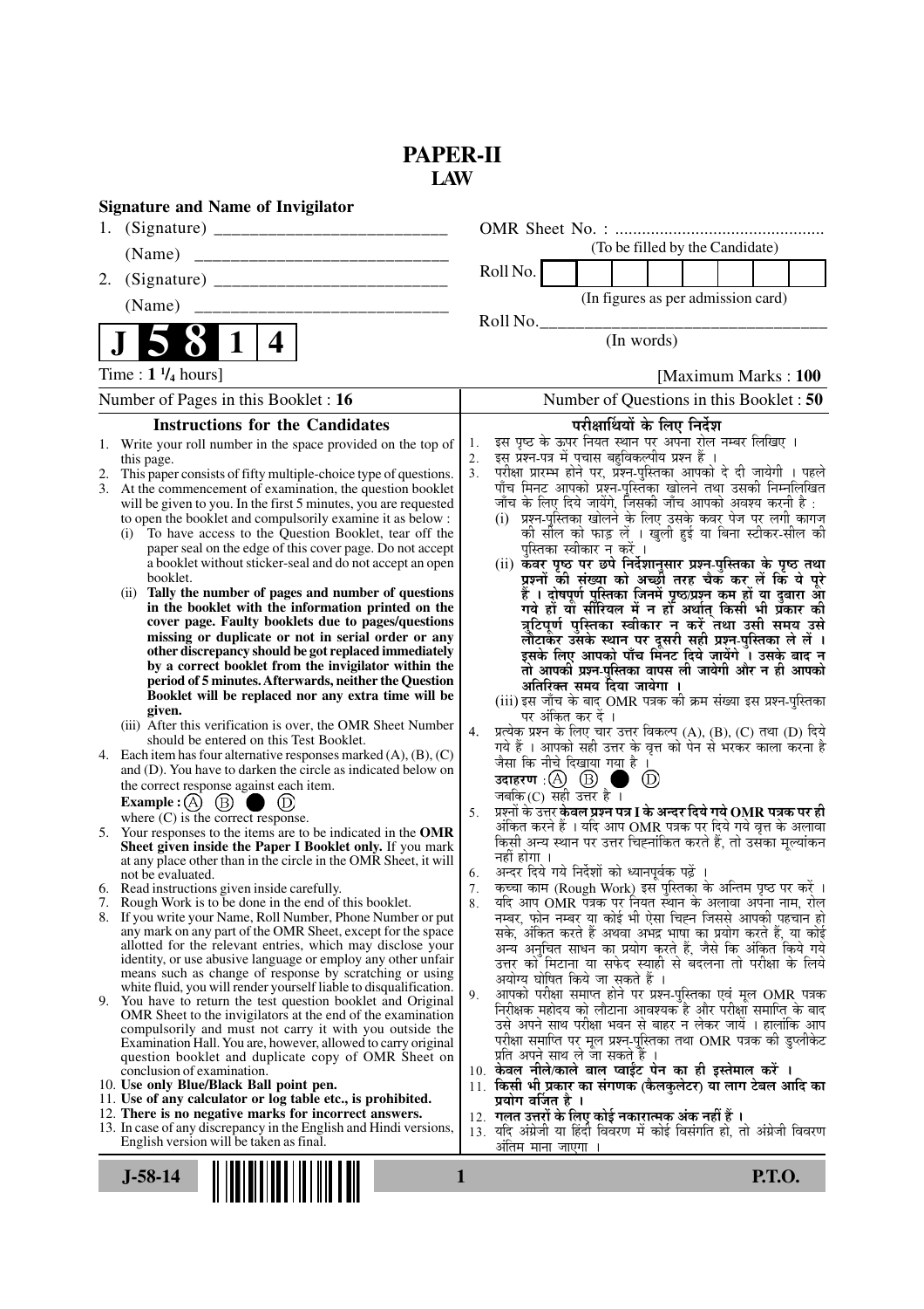# PAPER-II
## LAW

**Signature and Name of Invigilator**

1. (Signature) __________________________

   (Name) ____________________________

2. (Signature) __________________________

   (Name) ____________________________

OMR Sheet No. : ...............................................

(To be filled by the Candidate)

Roll No. | | | | | | | | |

(In figures as per admission card)

Roll No.________________________________

(In words)

**J 5 8 1 4**

Time : **1 ¼ hours**] [Maximum Marks : **100**

Number of Pages in this Booklet : 16

Number of Questions in this Booklet : 50

### Instructions for the Candidates

1. Write your roll number in the space provided on the top of this page.
2. This paper consists of fifty multiple-choice type of questions.
3. At the commencement of examination, the question booklet will be given to you. In the first 5 minutes, you are requested to open the booklet and compulsorily examine it as below :
   (i) To have access to the Question Booklet, tear off the paper seal on the edge of this cover page. Do not accept a booklet without sticker-seal and do not accept an open booklet.
   (ii) **Tally the number of pages and number of questions in the booklet with the information printed on the cover page. Faulty booklets due to pages/questions missing or duplicate or not in serial order or any other discrepancy should be got replaced immediately by a correct booklet from the invigilator within the period of 5 minutes. Afterwards, neither the Question Booklet will be replaced nor any extra time will be given.**
   (iii) After this verification is over, the OMR Sheet Number should be entered on this Test Booklet.
4. Each item has four alternative responses marked (A), (B), (C) and (D). You have to darken the circle as indicated below on the correct response against each item.
   **Example :** (A) (B) ● (D)
   where (C) is the correct response.
5. Your responses to the items are to be indicated in the **OMR Sheet given inside the Paper I Booklet only.** If you mark at any place other than in the circle in the OMR Sheet, it will not be evaluated.
6. Read instructions given inside carefully.
7. Rough Work is to be done in the end of this booklet.
8. If you write your Name, Roll Number, Phone Number or put any mark on any part of the OMR Sheet, except for the space allotted for the relevant entries, which may disclose your identity, or use abusive language or employ any other unfair means such as change of response by scratching or using white fluid, you will render yourself liable to disqualification.
9. You have to return the test question booklet and Original OMR Sheet to the invigilators at the end of the examination compulsorily and must not carry it with you outside the Examination Hall. You are, however, allowed to carry original question booklet and duplicate copy of OMR Sheet on conclusion of examination.
10. **Use only Blue/Black Ball point pen.**
11. **Use of any calculator or log table etc., is prohibited.**
12. **There is no negative marks for incorrect answers.**
13. In case of any discrepancy in the English and Hindi versions, English version will be taken as final.

### परीक्षार्थियों के लिए निर्देश

1. इस पृष्ठ के ऊपर नियत स्थान पर अपना रोल नम्बर लिखिए ।
2. इस प्रश्न-पत्र में पचास बहुविकल्पीय प्रश्न हैं ।
3. परीक्षा प्रारम्भ होने पर, प्रश्न-पुस्तिका आपको दे दी जायेगी । पहले पाँच मिनट आपको प्रश्न-पुस्तिका खोलने तथा उसकी निम्नलिखित जाँच के लिए दिये जायेंगे, जिसकी जाँच आपको अवश्य करनी है :
   (i) प्रश्न-पुस्तिका खोलने के लिए उसके कवर पेज पर लगी कागज की सील को फाड़ लें । खुली हुई या बिना स्टीकर-सील की पुस्तिका स्वीकार न करें ।
   (ii) **कवर पृष्ठ पर छपे निर्देशानुसार प्रश्न-पुस्तिका के पृष्ठ तथा प्रश्नों की संख्या को अच्छी तरह चैक कर लें कि ये पूरे हैं । दोषपूर्ण पुस्तिका जिनमें पृष्ठ/प्रश्न कम हों या दुबारा आ गये हों या सीरियल में न हों अर्थात् किसी भी प्रकार की त्रुटिपूर्ण पुस्तिका स्वीकार न करें तथा उसी समय उसे लौटाकर उसके स्थान पर दूसरी सही प्रश्न-पुस्तिका ले लें । इसके लिए आपको पाँच मिनट दिये जायेंगे । उसके बाद न तो आपकी प्रश्न-पुस्तिका वापस ली जायेगी और न ही आपको अतिरिक्त समय दिया जायेगा ।**
   (iii) इस जाँच के बाद OMR पत्रक की क्रम संख्या इस प्रश्न-पुस्तिका पर अंकित कर दें ।
4. प्रत्येक प्रश्न के लिए चार उत्तर विकल्प (A), (B), (C) तथा (D) दिये गये हैं । आपको सही उत्तर के वृत्त को पेन से भरकर काला करना है जैसा कि नीचे दिखाया गया है ।
   **उदाहरण :** (A) (B) ● (D)
   जबकि (C) सही उत्तर है ।
5. प्रश्नों के उत्तर **केवल प्रश्न पत्र I के अन्दर दिये गये OMR पत्रक पर ही** अंकित करने हैं । यदि आप OMR पत्रक पर दिये गये वृत्त के अलावा किसी अन्य स्थान पर उत्तर चिह्नांकित करते हैं, तो उसका मूल्यांकन नहीं होगा ।
6. अन्दर दिये गये निर्देशों को ध्यानपूर्वक पढ़ें ।
7. कच्चा काम (Rough Work) इस पुस्तिका के अन्तिम पृष्ठ पर करें ।
8. यदि आप OMR पत्रक पर नियत स्थान के अलावा अपना नाम, रोल नम्बर, फोन नम्बर या कोई भी ऐसा चिह्न जिससे आपकी पहचान हो सके, अंकित करते हैं अथवा अभद्र भाषा का प्रयोग करते हैं, या कोई अन्य अनुचित साधन का प्रयोग करते हैं, जैसे कि अंकित किये गये उत्तर को मिटाना या सफेद स्याही से बदलना तो परीक्षा के लिये अयोग्य घोषित किये जा सकते हैं ।
9. आपको परीक्षा समाप्त होने पर प्रश्न-पुस्तिका एवं मूल OMR पत्रक निरीक्षक महोदय को लौटाना आवश्यक है और परीक्षा समाप्ति के बाद उसे अपने साथ परीक्षा भवन से बाहर न लेकर जायें । हालांकि आप परीक्षा समाप्ति पर मूल प्रश्न-पुस्तिका तथा OMR पत्रक की डुप्लीकेट प्रति अपने साथ ले जा सकते हैं ।
10. **केवल नीले/काले बाल प्वाईंट पेन का ही इस्तेमाल करें ।**
11. **किसी भी प्रकार का संगणक (कैलकुलेटर) या लाग टेबल आदि का प्रयोग वर्जित है ।**
12. **गलत उत्तरों के लिए कोई नकारात्मक अंक नहीं हैं ।**
13. यदि अंग्रेजी या हिंदी विवरण में कोई विसंगति हो, तो अंग्रेजी विवरण अंतिम माना जाएगा ।

**J-58-14** **P.T.O.**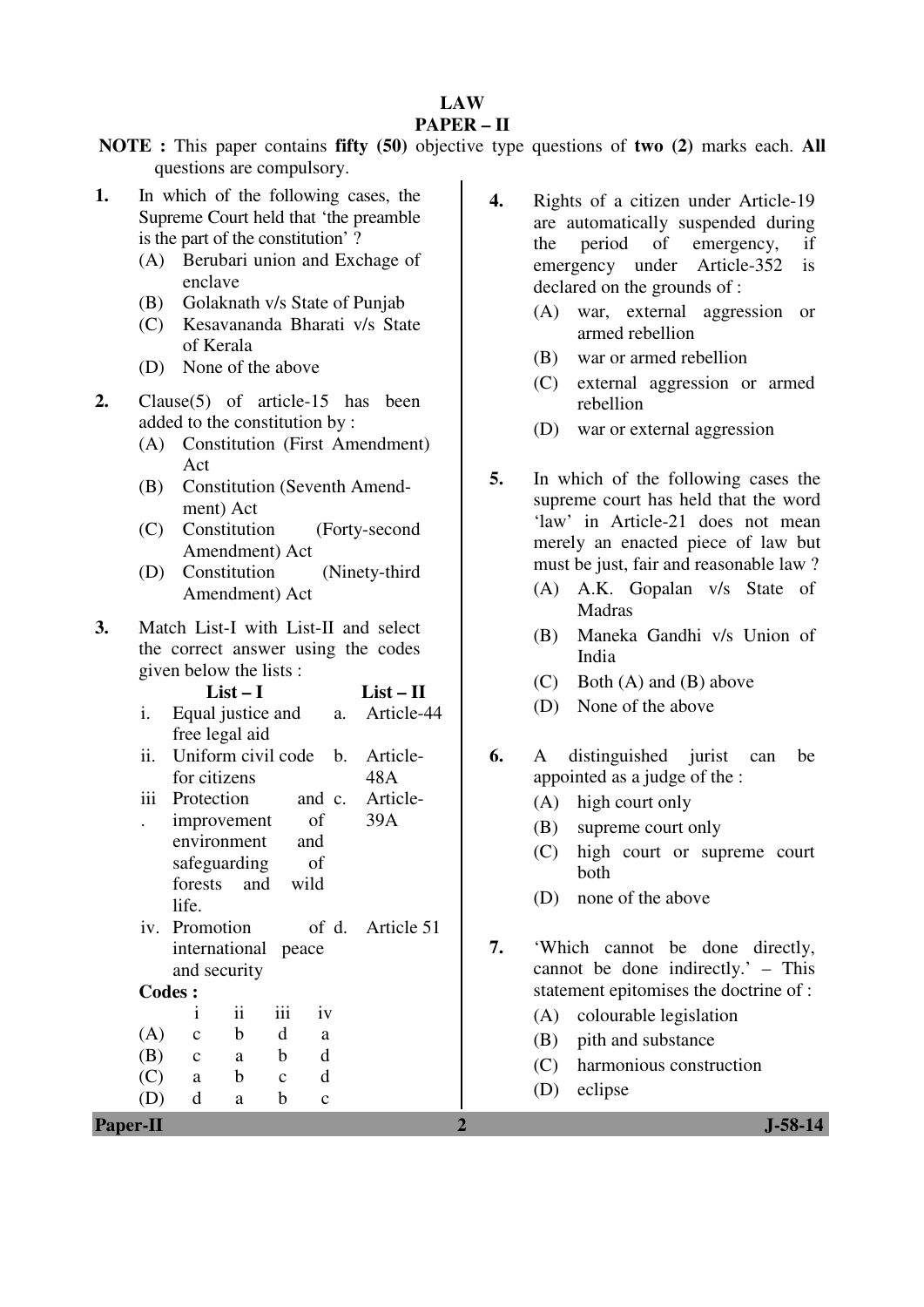# LAW

## PAPER – II

**NOTE :** This paper contains **fifty (50)** objective type questions of **two (2)** marks each. **All** questions are compulsory.

**1.** In which of the following cases, the Supreme Court held that 'the preamble is the part of the constitution' ?

(A) Berubari union and Exchage of enclave
(B) Golaknath v/s State of Punjab
(C) Kesavananda Bharati v/s State of Kerala
(D) None of the above

**2.** Clause(5) of article-15 has been added to the constitution by :

(A) Constitution (First Amendment) Act
(B) Constitution (Seventh Amendment) Act
(C) Constitution (Forty-second Amendment) Act
(D) Constitution (Ninety-third Amendment) Act

**3.** Match List-I with List-II and select the correct answer using the codes given below the lists :

| | List – I | | List – II |
|---|---|---|---|
| i. | Equal justice and free legal aid | a. | Article-44 |
| ii. | Uniform civil code for citizens | b. | Article-48A |
| iii. | Protection and improvement of environment and safeguarding of forests and wild life. | c. | Article-39A |
| iv. | Promotion of international peace and security | d. | Article 51 |

**Codes :**

| | i | ii | iii | iv |
|---|---|---|---|---|
| (A) | c | b | d | a |
| (B) | c | a | b | d |
| (C) | a | b | c | d |
| (D) | d | a | b | c |

**4.** Rights of a citizen under Article-19 are automatically suspended during the period of emergency, if emergency under Article-352 is declared on the grounds of :

(A) war, external aggression or armed rebellion
(B) war or armed rebellion
(C) external aggression or armed rebellion
(D) war or external aggression

**5.** In which of the following cases the supreme court has held that the word 'law' in Article-21 does not mean merely an enacted piece of law but must be just, fair and reasonable law ?

(A) A.K. Gopalan v/s State of Madras
(B) Maneka Gandhi v/s Union of India
(C) Both (A) and (B) above
(D) None of the above

**6.** A distinguished jurist can be appointed as a judge of the :

(A) high court only
(B) supreme court only
(C) high court or supreme court both
(D) none of the above

**7.** 'Which cannot be done directly, cannot be done indirectly.' – This statement epitomises the doctrine of :

(A) colourable legislation
(B) pith and substance
(C) harmonious construction
(D) eclipse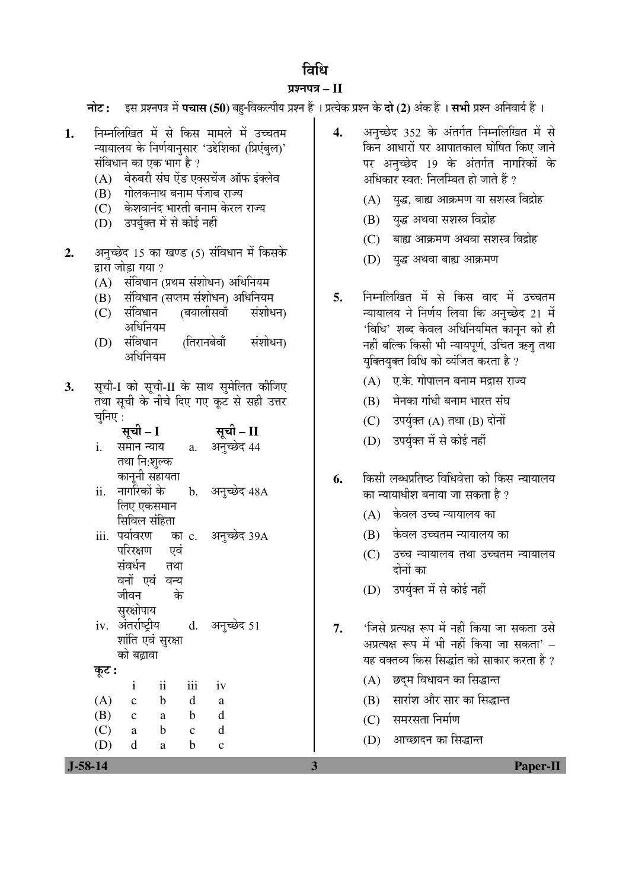# विधि

## प्रश्नपत्र – II

**नोट :** इस प्रश्नपत्र में **पचास (50)** बहु-विकल्पीय प्रश्न हैं । प्रत्येक प्रश्न के **दो (2)** अंक हैं । **सभी** प्रश्न अनिवार्य हैं ।

**1.** निम्नलिखित में से किस मामले में उच्चतम न्यायालय के निर्णयानुसार 'उद्देशिका (प्रिएंबुल)' संविधान का एक भाग है ?

(A) बेरुबरी संघ ऐंड एक्सचेंज ऑफ इंक्लेव

(B) गोलकनाथ बनाम पंजाब राज्य

(C) केशवानंद भारती बनाम केरल राज्य

(D) उपर्युक्त में से कोई नहीं

**2.** अनुच्छेद 15 का खण्ड (5) संविधान में किसके द्वारा जोड़ा गया ?

(A) संविधान (प्रथम संशोधन) अधिनियम

(B) संविधान (सप्तम संशोधन) अधिनियम

(C) संविधान (बयालीसवाँ संशोधन) अधिनियम

(D) संविधान (तिरानबेवाँ संशोधन) अधिनियम

**3.** सूची-I को सूची-II के साथ सुमेलित कीजिए तथा सूची के नीचे दिए गए कूट से सही उत्तर चुनिए :

| | सूची – I | | सूची – II |
|---|---|---|---|
| i. | समान न्याय तथा नि:शुल्क कानूनी सहायता | a. | अनुच्छेद 44 |
| ii. | नागरिकों के लिए एकसमान सिविल संहिता | b. | अनुच्छेद 48A |
| iii. | पर्यावरण का परिरक्षण एवं संवर्धन तथा वनों एवं वन्य जीवन के सुरक्षोपाय | c. | अनुच्छेद 39A |
| iv. | अंतर्राष्ट्रीय शांति एवं सुरक्षा को बढ़ावा | d. | अनुच्छेद 51 |

**कूट :**

| | i | ii | iii | iv |
|---|---|---|---|---|
| (A) | c | b | d | a |
| (B) | c | a | b | d |
| (C) | a | b | c | d |
| (D) | d | a | b | c |

**4.** अनुच्छेद 352 के अंतर्गत निम्नलिखित में से किन आधारों पर आपातकाल घोषित किए जाने पर अनुच्छेद 19 के अंतर्गत नागरिकों के अधिकार स्वत: निलम्बित हो जाते हैं ?

(A) युद्ध, बाह्य आक्रमण या सशस्त्र विद्रोह

(B) युद्ध अथवा सशस्त्र विद्रोह

(C) बाह्य आक्रमण अथवा सशस्त्र विद्रोह

(D) युद्ध अथवा बाह्य आक्रमण

**5.** निम्नलिखित में से किस वाद में उच्चतम न्यायालय ने निर्णय लिया कि अनुच्छेद 21 में 'विधि' शब्द केवल अधिनियमित कानून को ही नहीं बल्कि किसी भी न्यायपूर्ण, उचित ऋजु तथा युक्तियुक्त विधि को व्यंजित करता है ?

(A) ए.के. गोपालन बनाम मद्रास राज्य

(B) मेनका गांधी बनाम भारत संघ

(C) उपर्युक्त (A) तथा (B) दोनों

(D) उपर्युक्त में से कोई नहीं

**6.** किसी लब्धप्रतिष्ठ विधिवेत्ता को किस न्यायालय का न्यायाधीश बनाया जा सकता है ?

(A) केवल उच्च न्यायालय का

(B) केवल उच्चतम न्यायालय का

(C) उच्च न्यायालय तथा उच्चतम न्यायालय दोनों का

(D) उपर्युक्त में से कोई नहीं

**7.** 'जिसे प्रत्यक्ष रूप में नहीं किया जा सकता उसे अप्रत्यक्ष रूप में भी नहीं किया जा सकता' – यह वक्तव्य किस सिद्धांत को साकार करता है ?

(A) छद्म विधायन का सिद्धान्त

(B) सारांश और सार का सिद्धान्त

(C) समरसता निर्माण

(D) आच्छादन का सिद्धान्त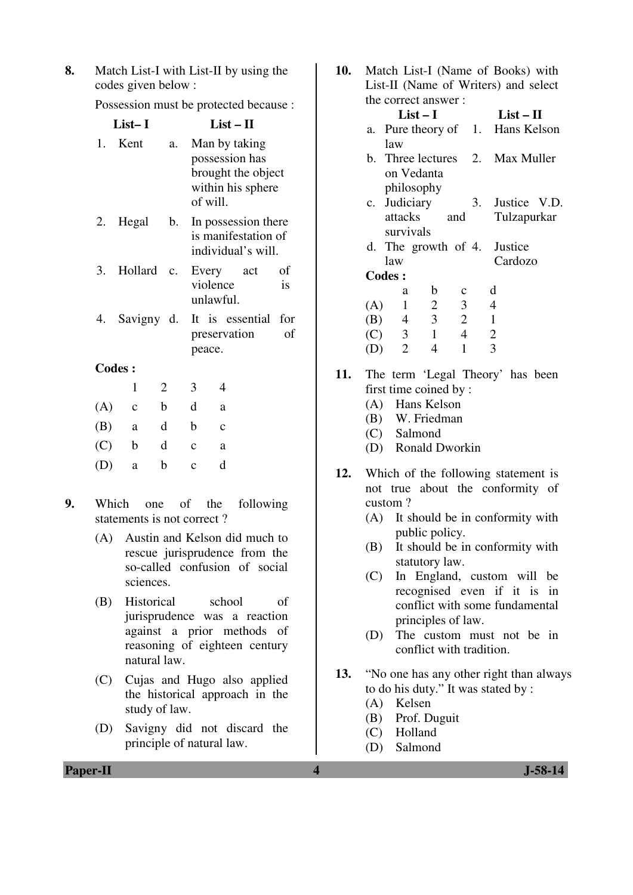**8.** Match List-I with List-II by using the codes given below :

Possession must be protected because :

| List– I | | List – II |
|---|---|---|
| 1. Kent | a. | Man by taking possession has brought the object within his sphere of will. |
| 2. Hegal | b. | In possession there is manifestation of individual's will. |
| 3. Hollard | c. | Every act of violence is unlawful. |
| 4. Savigny | d. | It is essential for preservation of peace. |

**Codes :**

| | 1 | 2 | 3 | 4 |
|---|---|---|---|---|
| (A) | c | b | d | a |
| (B) | a | d | b | c |
| (C) | b | d | c | a |
| (D) | a | b | c | d |

**9.** Which one of the following statements is not correct ?

(A) Austin and Kelson did much to rescue jurisprudence from the so-called confusion of social sciences.

(B) Historical school of jurisprudence was a reaction against a prior methods of reasoning of eighteen century natural law.

(C) Cujas and Hugo also applied the historical approach in the study of law.

(D) Savigny did not discard the principle of natural law.

**10.** Match List-I (Name of Books) with List-II (Name of Writers) and select the correct answer :

| List – I | List – II |
|---|---|
| a. Pure theory of law | 1. Hans Kelson |
| b. Three lectures on Vedanta philosophy | 2. Max Muller |
| c. Judiciary attacks and survivals | 3. Justice V.D. Tulzapurkar |
| d. The growth of law | 4. Justice Cardozo |

**Codes :**

| | a | b | c | d |
|---|---|---|---|---|
| (A) | 1 | 2 | 3 | 4 |
| (B) | 4 | 3 | 2 | 1 |
| (C) | 3 | 1 | 4 | 2 |
| (D) | 2 | 4 | 1 | 3 |

**11.** The term 'Legal Theory' has been first time coined by :

(A) Hans Kelson

(B) W. Friedman

(C) Salmond

(D) Ronald Dworkin

**12.** Which of the following statement is not true about the conformity of custom ?

(A) It should be in conformity with public policy.

(B) It should be in conformity with statutory law.

(C) In England, custom will be recognised even if it is in conflict with some fundamental principles of law.

(D) The custom must not be in conflict with tradition.

**13.** "No one has any other right than always to do his duty." It was stated by :

(A) Kelsen

(B) Prof. Duguit

(C) Holland

(D) Salmond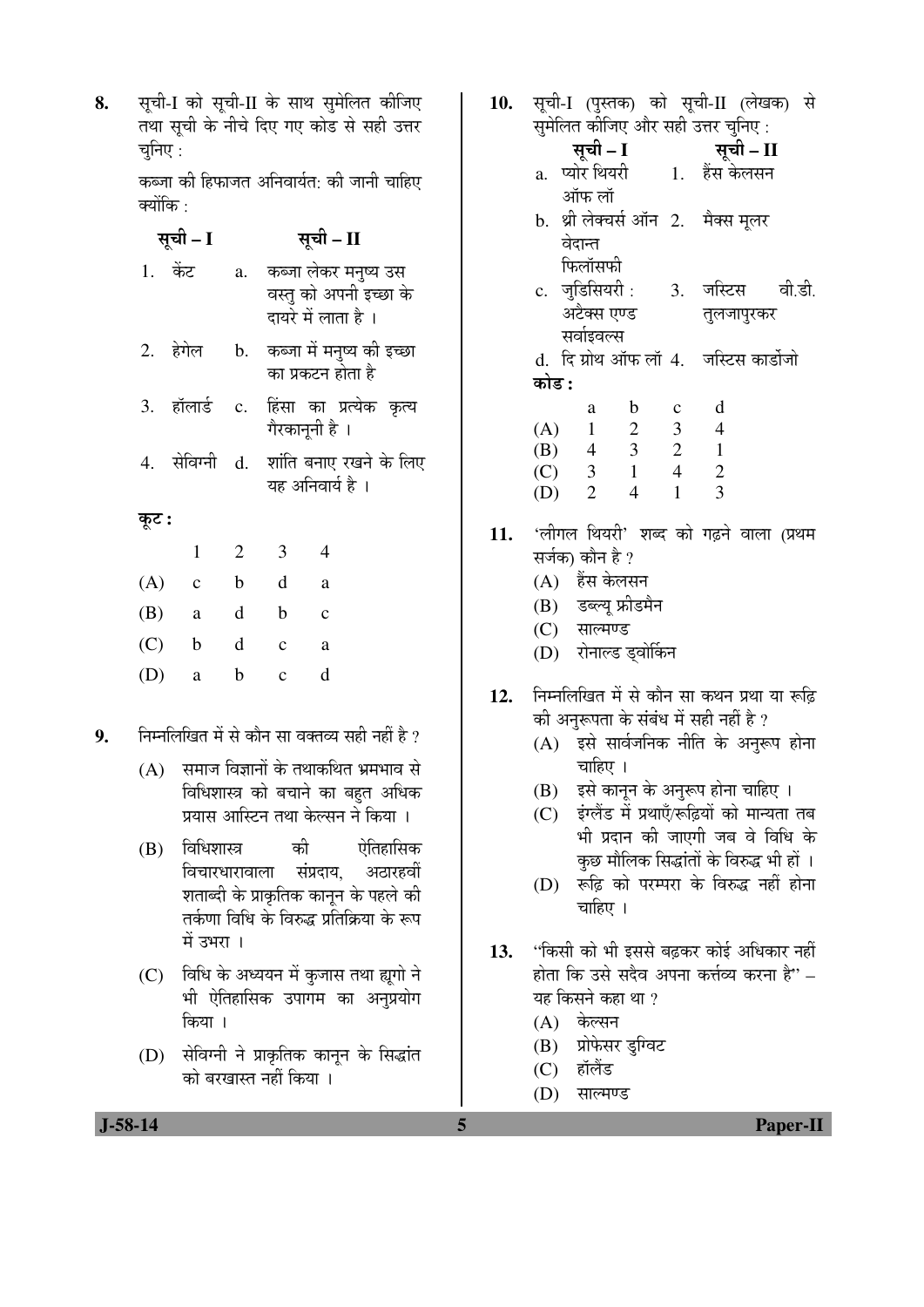**8.** सूची-I को सूची-II के साथ सुमेलित कीजिए तथा सूची के नीचे दिए गए कोड से सही उत्तर चुनिए :

कब्जा की हिफाजत अनिवार्यत: की जानी चाहिए क्योंकि :

| सूची – I | सूची – II |
|---|---|
| 1. केंट | a. कब्जा लेकर मनुष्य उस वस्तु को अपनी इच्छा के दायरे में लाता है । |
| 2. हेगेल | b. कब्जा में मनुष्य की इच्छा का प्रकटन होता है |
| 3. हॉलार्ड | c. हिंसा का प्रत्येक कृत्य गैरकानूनी है । |
| 4. सेविग्नी | d. शांति बनाए रखने के लिए यह अनिवार्य है । |

**कूट :**

| | 1 | 2 | 3 | 4 |
|---|---|---|---|---|
| (A) | c | b | d | a |
| (B) | a | d | b | c |
| (C) | b | d | c | a |
| (D) | a | b | c | d |

**9.** निम्नलिखित में से कौन सा वक्तव्य सही नहीं है ?

(A) समाज विज्ञानों के तथाकथित भ्रमभाव से विधिशास्त्र को बचाने का बहुत अधिक प्रयास आस्टिन तथा केल्सन ने किया ।

(B) विधिशास्त्र की ऐतिहासिक विचारधारावाला संप्रदाय, अठारहवीं शताब्दी के प्राकृतिक कानून के पहले की तर्कणा विधि के विरुद्ध प्रतिक्रिया के रूप में उभरा ।

(C) विधि के अध्ययन में कुजास तथा ह्यूगो ने भी ऐतिहासिक उपागम का अनुप्रयोग किया ।

(D) सेविग्नी ने प्राकृतिक कानून के सिद्धांत को बरखास्त नहीं किया ।

**10.** सूची-I (पुस्तक) को सूची-II (लेखक) से सुमेलित कीजिए और सही उत्तर चुनिए :

| सूची – I | सूची – II |
|---|---|
| a. प्योर थियरी ऑफ लॉ | 1. हैंस केलसन |
| b. थ्री लेक्चर्स ऑन वेदान्त फिलॉसफी | 2. मैक्स मूलर |
| c. जुडिसियरी : अटेक्स एण्ड सर्वाइवल्स | 3. जस्टिस वी.डी. तुलजापुरकर |
| d. दि ग्रोथ ऑफ लॉ | 4. जस्टिस कार्डोजो |

**कोड :**

| | a | b | c | d |
|---|---|---|---|---|
| (A) | 1 | 2 | 3 | 4 |
| (B) | 4 | 3 | 2 | 1 |
| (C) | 3 | 1 | 4 | 2 |
| (D) | 2 | 4 | 1 | 3 |

**11.** 'लीगल थियरी' शब्द को गढ़ने वाला (प्रथम सर्जक) कौन है ?

(A) हैंस केलसन

(B) डब्ल्यू फ्रीडमैन

(C) साल्मण्ड

(D) रोनाल्ड ड्वोर्किन

**12.** निम्नलिखित में से कौन सा कथन प्रथा या रूढ़ि की अनुरूपता के संबंध में सही नहीं है ?

(A) इसे सार्वजनिक नीति के अनुरूप होना चाहिए ।

(B) इसे कानून के अनुरूप होना चाहिए ।

(C) इंग्लैंड में प्रथाएँ/रूढ़ियों को मान्यता तब भी प्रदान की जाएगी जब वे विधि के कुछ मौलिक सिद्धांतों के विरुद्ध भी हों ।

(D) रूढ़ि को परम्परा के विरुद्ध नहीं होना चाहिए ।

**13.** "किसी को भी इससे बढ़कर कोई अधिकार नहीं होता कि उसे सदैव अपना कर्त्तव्य करना है" – यह किसने कहा था ?

(A) केल्सन

(B) प्रोफेसर डुग्विट

(C) हॉलैंड

(D) साल्मण्ड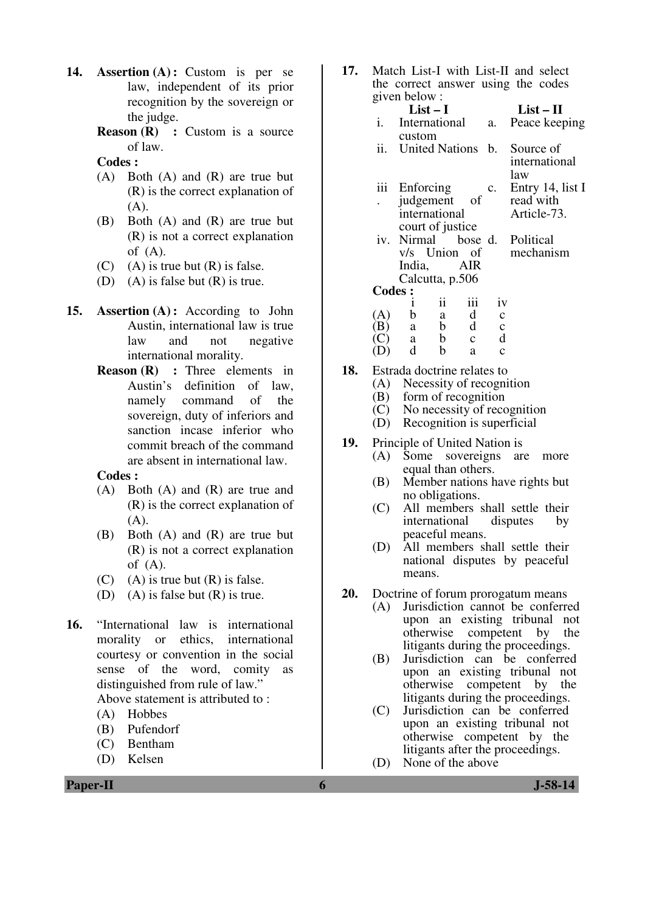**14.** **Assertion (A) :** Custom is per se law, independent of its prior recognition by the sovereign or the judge.

**Reason (R) :** Custom is a source of law.

**Codes :**

(A) Both (A) and (R) are true but (R) is the correct explanation of (A).

(B) Both (A) and (R) are true but (R) is not a correct explanation of (A).

(C) (A) is true but (R) is false.

(D) (A) is false but (R) is true.

**15.** **Assertion (A) :** According to John Austin, international law is true law and not negative international morality.

**Reason (R) :** Three elements in Austin's definition of law, namely command of the sovereign, duty of inferiors and sanction incase inferior who commit breach of the command are absent in international law.

**Codes :**

(A) Both (A) and (R) are true and (R) is the correct explanation of (A).

(B) Both (A) and (R) are true but (R) is not a correct explanation of (A).

(C) (A) is true but (R) is false.

(D) (A) is false but (R) is true.

**16.** "International law is international morality or ethics, international courtesy or convention in the social sense of the word, comity as distinguished from rule of law."

Above statement is attributed to :

(A) Hobbes

(B) Pufendorf

(C) Bentham

(D) Kelsen

**17.** Match List-I with List-II and select the correct answer using the codes given below :

| | List – I | | List – II |
|---|---|---|---|
| i. | International custom | a. | Peace keeping |
| ii. | United Nations | b. | Source of international law |
| iii. | Enforcing judgement of international court of justice | c. | Entry 14, list I read with Article-73. |
| iv. | Nirmal bose v/s Union of India, AIR Calcutta, p.506 | d. | Political mechanism |

**Codes :**

| | i | ii | iii | iv |
|---|---|---|---|---|
| (A) | b | a | d | c |
| (B) | a | b | d | c |
| (C) | a | b | c | d |
| (D) | d | b | a | c |

**18.** Estrada doctrine relates to

(A) Necessity of recognition

(B) form of recognition

(C) No necessity of recognition

(D) Recognition is superficial

**19.** Principle of United Nation is

(A) Some sovereigns are more equal than others.

(B) Member nations have rights but no obligations.

(C) All members shall settle their international disputes by peaceful means.

(D) All members shall settle their national disputes by peaceful means.

**20.** Doctrine of forum prorogatum means

(A) Jurisdiction cannot be conferred upon an existing tribunal not otherwise competent by the litigants during the proceedings.

(B) Jurisdiction can be conferred upon an existing tribunal not otherwise competent by the litigants during the proceedings.

(C) Jurisdiction can be conferred upon an existing tribunal not otherwise competent by the litigants after the proceedings.

(D) None of the above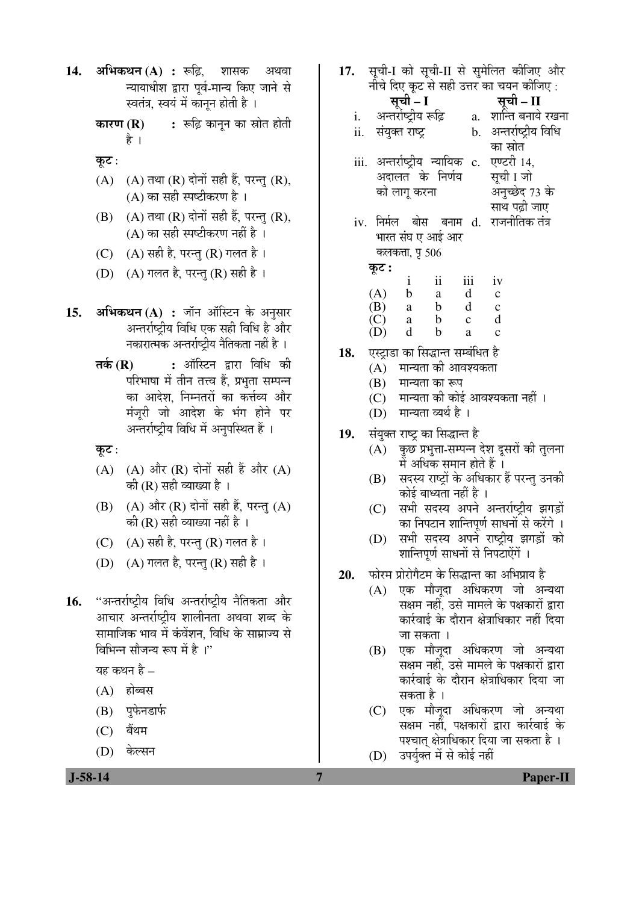**14.** **अभिकथन (A) :** रूढ़ि, शासक अथवा न्यायाधीश द्वारा पूर्व-मान्य किए जाने से स्वतंत्र, स्वयं में कानून होती है ।

**कारण (R) :** रूढ़ि कानून का स्रोत होती है ।

**कूट** :

(A) (A) तथा (R) दोनों सही हैं, परन्तु (R), (A) का सही स्पष्टीकरण है ।

(B) (A) तथा (R) दोनों सही हैं, परन्तु (R), (A) का सही स्पष्टीकरण नहीं है ।

(C) (A) सही है, परन्तु (R) गलत है ।

(D) (A) गलत है, परन्तु (R) सही है ।

**15.** **अभिकथन (A) :** जॉन ऑस्टिन के अनुसार अन्तर्राष्ट्रीय विधि एक सही विधि है और नकारात्मक अन्तर्राष्ट्रीय नैतिकता नहीं है ।

**तर्क (R) :** ऑस्टिन द्वारा विधि की परिभाषा में तीन तत्त्व हैं, प्रभुता सम्पन्न का आदेश, निम्नतरों का कर्त्तव्य और मंजूरी जो आदेश के भंग होने पर अन्तर्राष्ट्रीय विधि में अनुपस्थित हैं ।

**कूट** :

(A) (A) और (R) दोनों सही हैं और (A) की (R) सही व्याख्या है ।

(B) (A) और (R) दोनों सही हैं, परन्तु (A) की (R) सही व्याख्या नहीं है ।

(C) (A) सही है, परन्तु (R) गलत है ।

(D) (A) गलत है, परन्तु (R) सही है ।

**16.** "अन्तर्राष्ट्रीय विधि अन्तर्राष्ट्रीय नैतिकता और आचार अन्तर्राष्ट्रीय शालीनता अथवा शब्द के सामाजिक भाव में कंवेंशन, विधि के साम्राज्य से विभिन्न सौजन्य रूप में है ।"

यह कथन है –

(A) होब्बस

(B) पुफेनडार्फ

(C) बैंथम

(D) केल्सन

**17.** सूची-I को सूची-II से सुमेलित कीजिए और नीचे दिए कूट से सही उत्तर का चयन कीजिए :

| | सूची – I | | सूची – II |
|---|---|---|---|
| i. | अन्तर्राष्ट्रीय रूढ़ि | a. | शान्ति बनाये रखना |
| ii. | संयुक्त राष्ट्र | b. | अन्तर्राष्ट्रीय विधि का स्रोत |
| iii. | अन्तर्राष्ट्रीय न्यायिक अदालत के निर्णय को लागू करना | c. | एण्टरी 14, सूची I जो अनुच्छेद 73 के साथ पढ़ी जाए |
| iv. | निर्मल बोस बनाम भारत संघ ए आई आर कलकत्ता, पृ 506 | d. | राजनीतिक तंत्र |

**कूट :**

| | i | ii | iii | iv |
|---|---|---|---|---|
| (A) | b | a | d | c |
| (B) | a | b | d | c |
| (C) | a | b | c | d |
| (D) | d | b | a | c |

**18.** एस्ट्राडा का सिद्धान्त सम्बंधित है

(A) मान्यता की आवश्यकता

(B) मान्यता का रूप

(C) मान्यता की कोई आवश्यकता नहीं ।

(D) मान्यता व्यर्थ है ।

**19.** संयुक्त राष्ट्र का सिद्धान्त है

(A) कुछ प्रभुत्ता-सम्पन्न देश दूसरों की तुलना में अधिक समान होते हैं ।

(B) सदस्य राष्ट्रों के अधिकार हैं परन्तु उनकी कोई बाध्यता नहीं है ।

(C) सभी सदस्य अपने अन्तर्राष्ट्रीय झगड़ों का निपटान शान्तिपूर्ण साधनों से करेंगे ।

(D) सभी सदस्य अपने राष्ट्रीय झगड़ों को शान्तिपूर्ण साधनों से निपटाएंगे ।

**20.** फोरम प्रोरोगैटम के सिद्धान्त का अभिप्राय है

(A) एक मौजूदा अधिकरण जो अन्यथा सक्षम नहीं, उसे मामले के पक्षकारों द्वारा कार्रवाई के दौरान क्षेत्राधिकार नहीं दिया जा सकता ।

(B) एक मौजूदा अधिकरण जो अन्यथा सक्षम नहीं, उसे मामले के पक्षकारों द्वारा कार्रवाई के दौरान क्षेत्राधिकार दिया जा सकता है ।

(C) एक मौजूदा अधिकरण जो अन्यथा सक्षम नहीं, पक्षकारों द्वारा कार्रवाई के पश्चात् क्षेत्राधिकार दिया जा सकता है ।

(D) उपर्युक्त में से कोई नहीं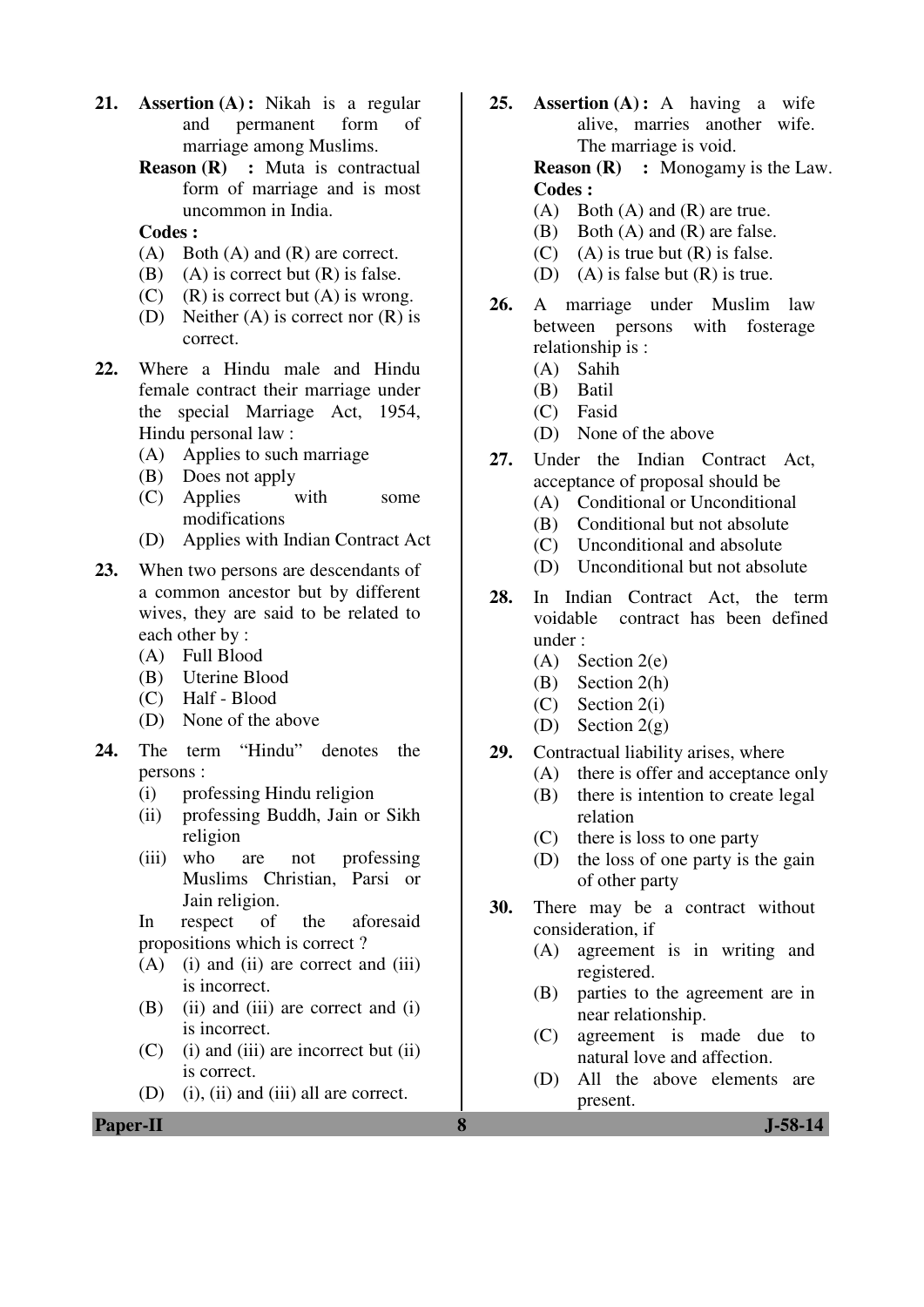21. **Assertion (A) :** Nikah is a regular and permanent form of marriage among Muslims.

    **Reason (R) :** Muta is contractual form of marriage and is most uncommon in India.

    **Codes :**

    (A) Both (A) and (R) are correct.
    (B) (A) is correct but (R) is false.
    (C) (R) is correct but (A) is wrong.
    (D) Neither (A) is correct nor (R) is correct.

22. Where a Hindu male and Hindu female contract their marriage under the special Marriage Act, 1954, Hindu personal law :

    (A) Applies to such marriage
    (B) Does not apply
    (C) Applies with some modifications
    (D) Applies with Indian Contract Act

23. When two persons are descendants of a common ancestor but by different wives, they are said to be related to each other by :

    (A) Full Blood
    (B) Uterine Blood
    (C) Half - Blood
    (D) None of the above

24. The term "Hindu" denotes the persons :

    (i) professing Hindu religion
    (ii) professing Buddh, Jain or Sikh religion
    (iii) who are not professing Muslims Christian, Parsi or Jain religion.

    In respect of the aforesaid propositions which is correct ?

    (A) (i) and (ii) are correct and (iii) is incorrect.
    (B) (ii) and (iii) are correct and (i) is incorrect.
    (C) (i) and (iii) are incorrect but (ii) is correct.
    (D) (i), (ii) and (iii) all are correct.

25. **Assertion (A) :** A having a wife alive, marries another wife. The marriage is void.

    **Reason (R) :** Monogamy is the Law.

    **Codes :**

    (A) Both (A) and (R) are true.
    (B) Both (A) and (R) are false.
    (C) (A) is true but (R) is false.
    (D) (A) is false but (R) is true.

26. A marriage under Muslim law between persons with fosterage relationship is :

    (A) Sahih
    (B) Batil
    (C) Fasid
    (D) None of the above

27. Under the Indian Contract Act, acceptance of proposal should be

    (A) Conditional or Unconditional
    (B) Conditional but not absolute
    (C) Unconditional and absolute
    (D) Unconditional but not absolute

28. In Indian Contract Act, the term voidable contract has been defined under :

    (A) Section 2(e)
    (B) Section 2(h)
    (C) Section 2(i)
    (D) Section 2(g)

29. Contractual liability arises, where

    (A) there is offer and acceptance only
    (B) there is intention to create legal relation
    (C) there is loss to one party
    (D) the loss of one party is the gain of other party

30. There may be a contract without consideration, if

    (A) agreement is in writing and registered.
    (B) parties to the agreement are in near relationship.
    (C) agreement is made due to natural love and affection.
    (D) All the above elements are present.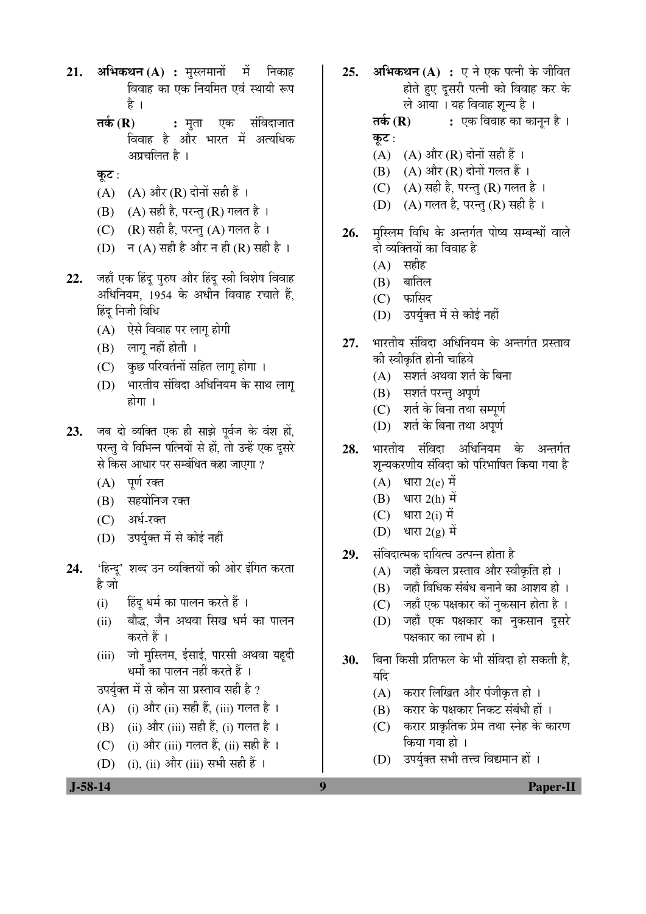21. **अभिकथन (A) :** मुस्लमानों में निकाह विवाह का एक नियमित एवं स्थायी रूप है ।

    **तर्क (R) :** मुता एक संविदाजात विवाह है और भारत में अत्यधिक अप्रचलित है ।

    **कूट** :
    - (A) (A) और (R) दोनों सही हैं ।
    - (B) (A) सही है, परन्तु (R) गलत है ।
    - (C) (R) सही है, परन्तु (A) गलत है ।
    - (D) न (A) सही है और न ही (R) सही है ।

22. जहाँ एक हिंदू पुरुष और हिंदू स्त्री विशेष विवाह अधिनियम, 1954 के अधीन विवाह रचाते हैं, हिंदू निजी विधि
    - (A) ऐसे विवाह पर लागू होगी
    - (B) लागू नहीं होती ।
    - (C) कुछ परिवर्तनों सहित लागू होगा ।
    - (D) भारतीय संविदा अधिनियम के साथ लागू होगा ।

23. जब दो व्यक्ति एक ही साझे पूर्वज के वंश हों, परन्तु वे विभिन्न पत्नियों से हों, तो उन्हें एक दूसरे से किस आधार पर सम्बंधित कहा जाएगा ?
    - (A) पूर्ण रक्त
    - (B) सहयोनिज रक्त
    - (C) अर्ध-रक्त
    - (D) उपर्युक्त में से कोई नहीं

24. 'हिन्दू' शब्द उन व्यक्तियों की ओर इंगित करता है जो
    - (i) हिंदू धर्म का पालन करते हैं ।
    - (ii) बौद्ध, जैन अथवा सिख धर्म का पालन करते हैं ।
    - (iii) जो मुस्लिम, ईसाई, पारसी अथवा यहूदी धर्मों का पालन नहीं करते हैं ।

    उपर्युक्त में से कौन सा प्रस्ताव सही है ?
    - (A) (i) और (ii) सही हैं, (iii) गलत है ।
    - (B) (ii) और (iii) सही हैं, (i) गलत है ।
    - (C) (i) और (iii) गलत हैं, (ii) सही है ।
    - (D) (i), (ii) और (iii) सभी सही हैं ।

25. **अभिकथन (A) :** ए ने एक पत्नी के जीवित होते हुए दूसरी पत्नी को विवाह कर के ले आया । यह विवाह शून्य है ।

    **तर्क (R) :** एक विवाह का कानून है ।

    **कूट** :
    - (A) (A) और (R) दोनों सही हैं ।
    - (B) (A) और (R) दोनों गलत हैं ।
    - (C) (A) सही है, परन्तु (R) गलत है ।
    - (D) (A) गलत है, परन्तु (R) सही है ।

26. मुस्लिम विधि के अन्तर्गत पोष्य सम्बन्धों वाले दो व्यक्तियों का विवाह है
    - (A) सहीह
    - (B) बातिल
    - (C) फासिद
    - (D) उपर्युक्त में से कोई नहीं

27. भारतीय संविदा अधिनियम के अन्तर्गत प्रस्ताव की स्वीकृति होनी चाहिये
    - (A) सशर्त अथवा शर्त के बिना
    - (B) सशर्त परन्तु अपूर्ण
    - (C) शर्त के बिना तथा सम्पूर्ण
    - (D) शर्त के बिना तथा अपूर्ण

28. भारतीय संविदा अधिनियम के अन्तर्गत शून्यकरणीय संविदा को परिभाषित किया गया है
    - (A) धारा 2(e) में
    - (B) धारा 2(h) में
    - (C) धारा 2(i) में
    - (D) धारा 2(g) में

29. संविदात्मक दायित्व उत्पन्न होता है
    - (A) जहाँ केवल प्रस्ताव और स्वीकृति हो ।
    - (B) जहाँ विधिक संबंध बनाने का आशय हो ।
    - (C) जहाँ एक पक्षकार कों नुकसान होता है ।
    - (D) जहाँ एक पक्षकार का नुकसान दूसरे पक्षकार का लाभ हो ।

30. बिना किसी प्रतिफल के भी संविदा हो सकती है, यदि
    - (A) करार लिखित और पंजीकृत हो ।
    - (B) करार के पक्षकार निकट संबंधी हों ।
    - (C) करार प्राकृतिक प्रेम तथा स्नेह के कारण किया गया हो ।
    - (D) उपर्युक्त सभी तत्त्व विद्यमान हों ।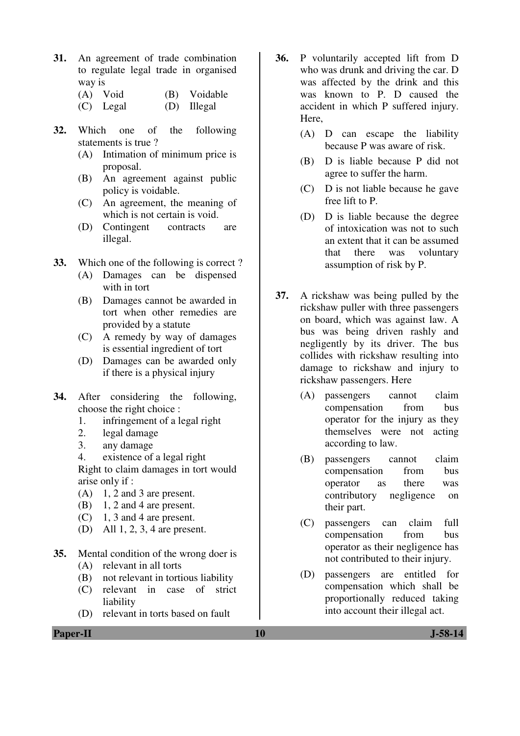**31.** An agreement of trade combination to regulate legal trade in organised way is

(A) Void
(B) Voidable
(C) Legal
(D) Illegal

**32.** Which one of the following statements is true ?

(A) Intimation of minimum price is proposal.
(B) An agreement against public policy is voidable.
(C) An agreement, the meaning of which is not certain is void.
(D) Contingent contracts are illegal.

**33.** Which one of the following is correct ?

(A) Damages can be dispensed with in tort
(B) Damages cannot be awarded in tort when other remedies are provided by a statute
(C) A remedy by way of damages is essential ingredient of tort
(D) Damages can be awarded only if there is a physical injury

**34.** After considering the following, choose the right choice :

1. infringement of a legal right
2. legal damage
3. any damage
4. existence of a legal right

Right to claim damages in tort would arise only if :

(A) 1, 2 and 3 are present.
(B) 1, 2 and 4 are present.
(C) 1, 3 and 4 are present.
(D) All 1, 2, 3, 4 are present.

**35.** Mental condition of the wrong doer is

(A) relevant in all torts
(B) not relevant in tortious liability
(C) relevant in case of strict liability
(D) relevant in torts based on fault

**36.** P voluntarily accepted lift from D who was drunk and driving the car. D was affected by the drink and this was known to P. D caused the accident in which P suffered injury. Here,

(A) D can escape the liability because P was aware of risk.
(B) D is liable because P did not agree to suffer the harm.
(C) D is not liable because he gave free lift to P.
(D) D is liable because the degree of intoxication was not to such an extent that it can be assumed that there was voluntary assumption of risk by P.

**37.** A rickshaw was being pulled by the rickshaw puller with three passengers on board, which was against law. A bus was being driven rashly and negligently by its driver. The bus collides with rickshaw resulting into damage to rickshaw and injury to rickshaw passengers. Here

(A) passengers cannot claim compensation from bus operator for the injury as they themselves were not acting according to law.
(B) passengers cannot claim compensation from bus operator as there was contributory negligence on their part.
(C) passengers can claim full compensation from bus operator as their negligence has not contributed to their injury.
(D) passengers are entitled for compensation which shall be proportionally reduced taking into account their illegal act.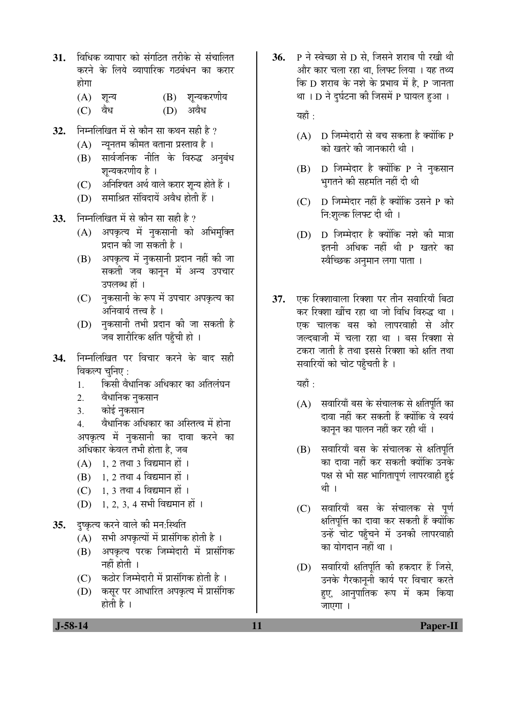**31.** विधिक व्यापार को संगठित तरीके से संचालित करने के लिये व्यापारिक गठबंधन का करार होगा

(A) शून्य
(B) शून्यकरणीय
(C) वैध
(D) अवैध

**32.** निम्नलिखित में से कौन सा कथन सही है ?

(A) न्यूनतम कीमत बताना प्रस्ताव है ।
(B) सार्वजनिक नीति के विरुद्ध अनुबंध शून्यकरणीय है ।
(C) अनिश्चित अर्थ वाले करार शून्य होते हैं ।
(D) समाश्रित संविदायें अवैध होती हैं ।

**33.** निम्नलिखित में से कौन सा सही है ?

(A) अपकृत्य में नुकसानी को अभिमुक्ति प्रदान की जा सकती है ।
(B) अपकृत्य में नुकसानी प्रदान नहीं की जा सकती जब कानून में अन्य उपचार उपलब्ध हों ।
(C) नुकसानी के रूप में उपचार अपकृत्य का अनिवार्य तत्त्व है ।
(D) नुकसानी तभी प्रदान की जा सकती है जब शारीरिक क्षति पहुँची हो ।

**34.** निम्नलिखित पर विचार करने के बाद सही विकल्प चुनिए :

1. किसी वैधानिक अधिकार का अतिलंघन
2. वैधानिक नुकसान
3. कोई नुकसान
4. वैधानिक अधिकार का अस्तित्व में होना

अपकृत्य में नुकसानी का दावा करने का अधिकार केवल तभी होता है, जब

(A) 1, 2 तथा 3 विद्यमान हों ।
(B) 1, 2 तथा 4 विद्यमान हों ।
(C) 1, 3 तथा 4 विद्यमान हों ।
(D) 1, 2, 3, 4 सभी विद्यमान हों ।

**35.** दुष्कृत्य करने वाले की मन:स्थिति

(A) सभी अपकृत्यों में प्रासंगिक होती है ।
(B) अपकृत्य परक जिम्मेदारी में प्रासंगिक नहीं होती ।
(C) कठोर जिम्मेदारी में प्रासंगिक होती है ।
(D) कसूर पर आधारित अपकृत्य में प्रासंगिक होती है ।

**36.** P ने स्वेच्छा से D से, जिसने शराब पी रखी थी और कार चला रहा था, लिफ्ट लिया । यह तथ्य कि D शराब के नशे के प्रभाव में है, P जानता था । D ने दुर्घटना की जिसमें P घायल हुआ ।

यहाँ :

(A) D जिम्मेदारी से बच सकता है क्योंकि P को खतरे की जानकारी थी ।
(B) D जिम्मेदार है क्योंकि P ने नुकसान भुगतने की सहमति नहीं दी थी
(C) D जिम्मेदार नहीं है क्योंकि उसने P को नि:शुल्क लिफ्ट दी थी ।
(D) D जिम्मेदार है क्योंकि नशे की मात्रा इतनी अधिक नहीं थी P खतरे का स्वैच्छिक अनुमान लगा पाता ।

**37.** एक रिक्शावाला रिक्शा पर तीन सवारियाँ बिठा कर रिक्शा खींच रहा था जो विधि विरुद्ध था । एक चालक बस को लापरवाही से और जल्दबाजी में चला रहा था । बस रिक्शा से टकरा जाती है तथा इससे रिक्शा को क्षति तथा सवारियों को चोट पहुँचती है ।

यहाँ :

(A) सवारियाँ बस के संचालक से क्षतिपूर्ति का दावा नहीं कर सकती हैं क्योंकि वे स्वयं कानून का पालन नहीं कर रही थीं ।
(B) सवारियाँ बस के संचालक से क्षतिपूर्ति का दावा नहीं कर सकती क्योंकि उनके पक्ष से भी सह भागितापूर्ण लापरवाही हुई थी ।
(C) सवारियाँ बस के संचालक से पूर्ण क्षतिपूर्ति का दावा कर सकती हैं क्योंकि उन्हें चोट पहुँचने में उनकी लापरवाही का योगदान नहीं था ।
(D) सवारियाँ क्षतिपूर्ति की हकदार हैं जिसे, उनके गैरकानूनी कार्य पर विचार करते हुए, आनुपातिक रूप में कम किया जाएगा ।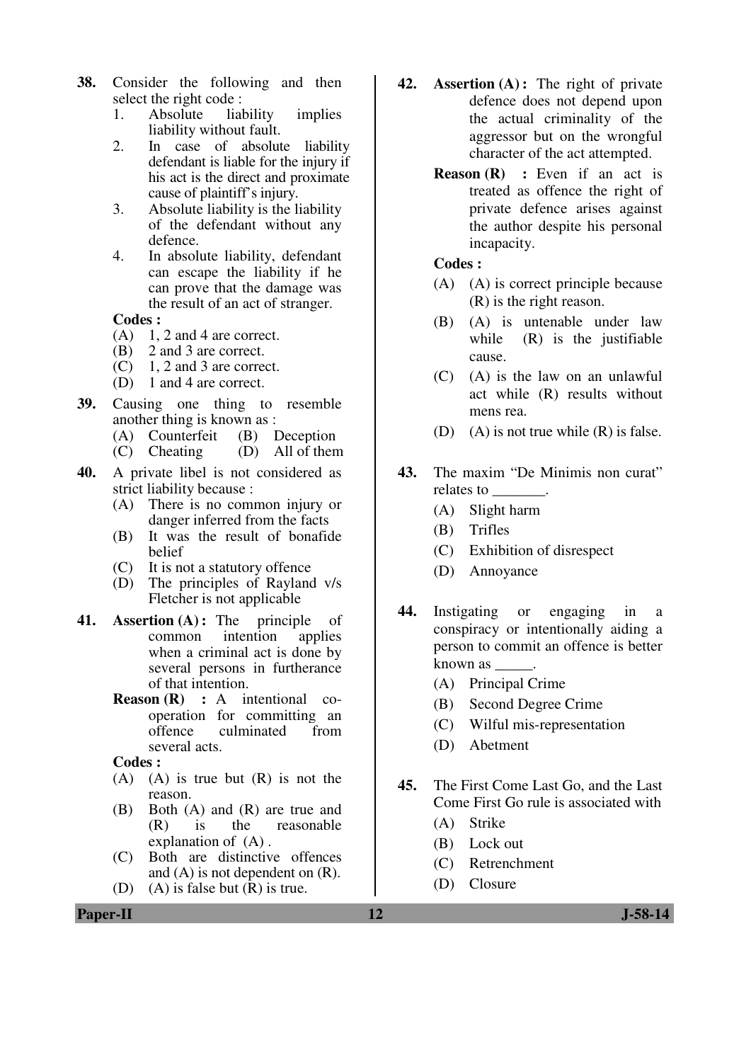38. Consider the following and then select the right code :
    1. Absolute liability implies liability without fault.
    2. In case of absolute liability defendant is liable for the injury if his act is the direct and proximate cause of plaintiff's injury.
    3. Absolute liability is the liability of the defendant without any defence.
    4. In absolute liability, defendant can escape the liability if he can prove that the damage was the result of an act of stranger.

    **Codes :**
    (A) 1, 2 and 4 are correct.
    (B) 2 and 3 are correct.
    (C) 1, 2 and 3 are correct.
    (D) 1 and 4 are correct.

39. Causing one thing to resemble another thing is known as :
    (A) Counterfeit
    (B) Deception
    (C) Cheating
    (D) All of them

40. A private libel is not considered as strict liability because :
    (A) There is no common injury or danger inferred from the facts
    (B) It was the result of bonafide belief
    (C) It is not a statutory offence
    (D) The principles of Rayland v/s Fletcher is not applicable

41. **Assertion (A) :** The principle of common intention applies when a criminal act is done by several persons in furtherance of that intention.

    **Reason (R) :** A intentional co-operation for committing an offence culminated from several acts.

    **Codes :**
    (A) (A) is true but (R) is not the reason.
    (B) Both (A) and (R) are true and (R) is the reasonable explanation of (A) .
    (C) Both are distinctive offences and (A) is not dependent on (R).
    (D) (A) is false but (R) is true.

42. **Assertion (A) :** The right of private defence does not depend upon the actual criminality of the aggressor but on the wrongful character of the act attempted.

    **Reason (R) :** Even if an act is treated as offence the right of private defence arises against the author despite his personal incapacity.

    **Codes :**
    (A) (A) is correct principle because (R) is the right reason.
    (B) (A) is untenable under law while (R) is the justifiable cause.
    (C) (A) is the law on an unlawful act while (R) results without mens rea.
    (D) (A) is not true while (R) is false.

43. The maxim "De Minimis non curat" relates to _______.
    (A) Slight harm
    (B) Trifles
    (C) Exhibition of disrespect
    (D) Annoyance

44. Instigating or engaging in a conspiracy or intentionally aiding a person to commit an offence is better known as _____.
    (A) Principal Crime
    (B) Second Degree Crime
    (C) Wilful mis-representation
    (D) Abetment

45. The First Come Last Go, and the Last Come First Go rule is associated with
    (A) Strike
    (B) Lock out
    (C) Retrenchment
    (D) Closure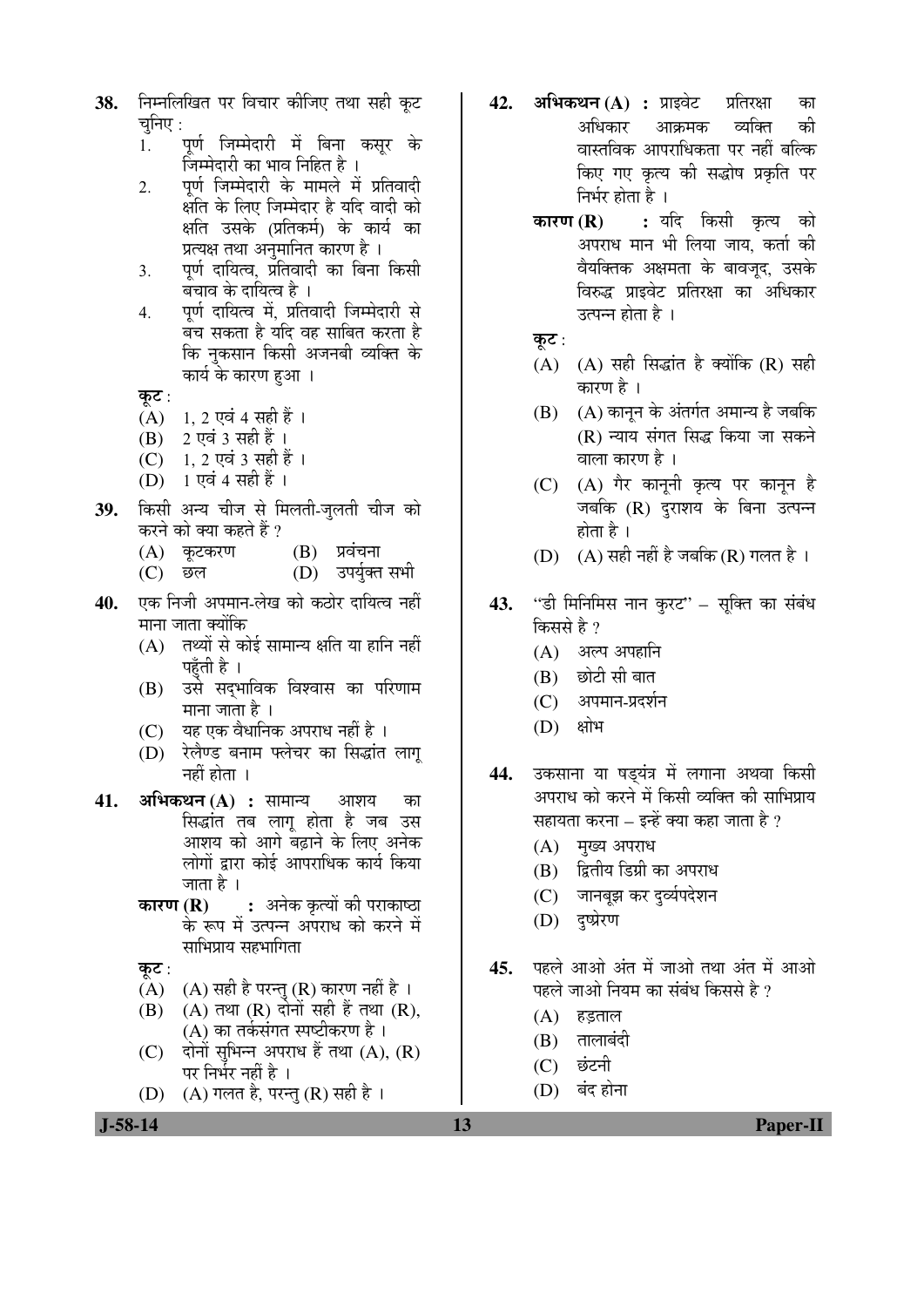38. निम्नलिखित पर विचार कीजिए तथा सही कूट चुनिए :

1. पूर्ण जिम्मेदारी में बिना कसूर के जिम्मेदारी का भाव निहित है ।
2. पूर्ण जिम्मेदारी के मामले में प्रतिवादी क्षति के लिए जिम्मेदार है यदि वादी को क्षति उसके (प्रतिकर्म) के कार्य का प्रत्यक्ष तथा अनुमानित कारण है ।
3. पूर्ण दायित्व, प्रतिवादी का बिना किसी बचाव के दायित्व है ।
4. पूर्ण दायित्व में, प्रतिवादी जिम्मेदारी से बच सकता है यदि वह साबित करता है कि नुकसान किसी अजनबी व्यक्ति के कार्य के कारण हुआ ।

कूट :

(A) 1, 2 एवं 4 सही हैं ।
(B) 2 एवं 3 सही हैं ।
(C) 1, 2 एवं 3 सही हैं ।
(D) 1 एवं 4 सही हैं ।

39. किसी अन्य चीज से मिलती-जुलती चीज को करने को क्या कहते हैं ?

(A) कूटकरण
(B) प्रवंचना
(C) छल
(D) उपर्युक्त सभी

40. एक निजी अपमान-लेख को कठोर दायित्व नहीं माना जाता क्योंकि

(A) तथ्यों से कोई सामान्य क्षति या हानि नहीं पहुँती है ।
(B) उसे सद्‌भाविक विश्वास का परिणाम माना जाता है ।
(C) यह एक वैधानिक अपराध नहीं है ।
(D) रेलैण्ड बनाम फ्लेचर का सिद्धांत लागू नहीं होता ।

41. **अभिकथन (A) :** सामान्य आशय का सिद्धांत तब लागू होता है जब उस आशय को आगे बढ़ाने के लिए अनेक लोगों द्वारा कोई आपराधिक कार्य किया जाता है ।

**कारण (R) :** अनेक कृत्यों की पराकाष्ठा के रूप में उत्पन्न अपराध को करने में साभिप्राय सहभागिता

कूट :

(A) (A) सही है परन्तु (R) कारण नहीं है ।
(B) (A) तथा (R) दोनों सही हैं तथा (R), (A) का तर्कसंगत स्पष्टीकरण है ।
(C) दोनों सुभिन्न अपराध हैं तथा (A), (R) पर निर्भर नहीं है ।
(D) (A) गलत है, परन्तु (R) सही है ।

42. **अभिकथन (A) :** प्राइवेट प्रतिरक्षा का अधिकार आक्रमक व्यक्ति की वास्तविक आपराधिकता पर नहीं बल्कि किए गए कृत्य की सद्धोष प्रकृति पर निर्भर होता है ।

**कारण (R) :** यदि किसी कृत्य को अपराध मान भी लिया जाय, कर्ता की वैयक्तिक अक्षमता के बावजूद, उसके विरुद्ध प्राइवेट प्रतिरक्षा का अधिकार उत्पन्न होता है ।

कूट :

(A) (A) सही सिद्धांत है क्योंकि (R) सही कारण है ।
(B) (A) कानून के अंतर्गत अमान्य है जबकि (R) न्याय संगत सिद्ध किया जा सकने वाला कारण है ।
(C) (A) गैर कानूनी कृत्य पर कानून है जबकि (R) दुराशय के बिना उत्पन्न होता है ।
(D) (A) सही नहीं है जबकि (R) गलत है ।

43. "डी मिनिमिस नान कुरट" – सूक्ति का संबंध किससे है ?

(A) अल्प अपहानि
(B) छोटी सी बात
(C) अपमान-प्रदर्शन
(D) क्षोभ

44. उकसाना या षड्यंत्र में लगाना अथवा किसी अपराध को करने में किसी व्यक्ति की साभिप्राय सहायता करना – इन्हें क्या कहा जाता है ?

(A) मुख्य अपराध
(B) द्वितीय डिग्री का अपराध
(C) जानबूझ कर दुर्व्यपदेशन
(D) दुष्प्रेरण

45. पहले आओ अंत में जाओ तथा अंत में आओ पहले जाओ नियम का संबंध किससे है ?

(A) हड़ताल
(B) तालाबंदी
(C) छंटनी
(D) बंद होना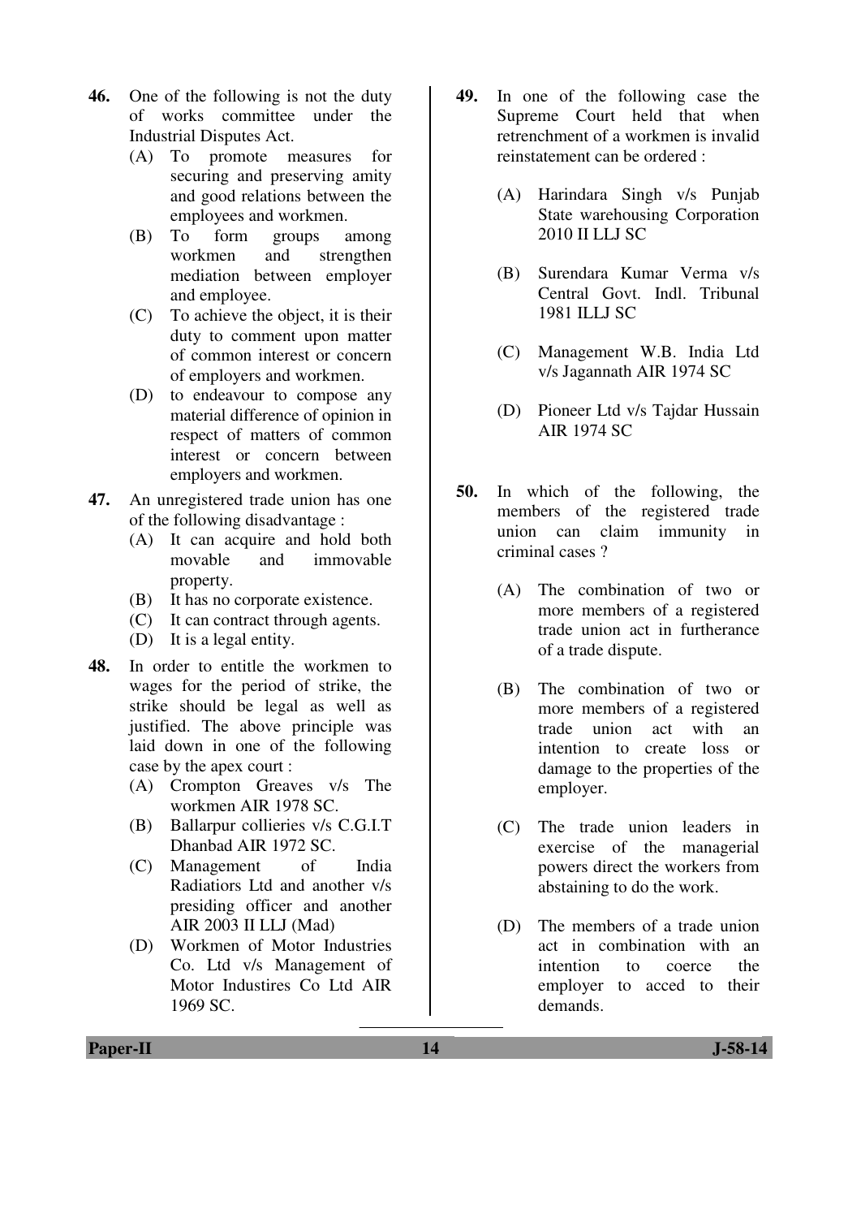**46.** One of the following is not the duty of works committee under the Industrial Disputes Act.

(A) To promote measures for securing and preserving amity and good relations between the employees and workmen.

(B) To form groups among workmen and strengthen mediation between employer and employee.

(C) To achieve the object, it is their duty to comment upon matter of common interest or concern of employers and workmen.

(D) to endeavour to compose any material difference of opinion in respect of matters of common interest or concern between employers and workmen.

**47.** An unregistered trade union has one of the following disadvantage :

(A) It can acquire and hold both movable and immovable property.

(B) It has no corporate existence.

(C) It can contract through agents.

(D) It is a legal entity.

**48.** In order to entitle the workmen to wages for the period of strike, the strike should be legal as well as justified. The above principle was laid down in one of the following case by the apex court :

(A) Crompton Greaves v/s The workmen AIR 1978 SC.

(B) Ballarpur collieries v/s C.G.I.T Dhanbad AIR 1972 SC.

(C) Management of India Radiatiors Ltd and another v/s presiding officer and another AIR 2003 II LLJ (Mad)

(D) Workmen of Motor Industries Co. Ltd v/s Management of Motor Industires Co Ltd AIR 1969 SC.

**49.** In one of the following case the Supreme Court held that when retrenchment of a workmen is invalid reinstatement can be ordered :

(A) Harindara Singh v/s Punjab State warehousing Corporation 2010 II LLJ SC

(B) Surendara Kumar Verma v/s Central Govt. Indl. Tribunal 1981 ILLJ SC

(C) Management W.B. India Ltd v/s Jagannath AIR 1974 SC

(D) Pioneer Ltd v/s Tajdar Hussain AIR 1974 SC

**50.** In which of the following, the members of the registered trade union can claim immunity in criminal cases ?

(A) The combination of two or more members of a registered trade union act in furtherance of a trade dispute.

(B) The combination of two or more members of a registered trade union act with an intention to create loss or damage to the properties of the employer.

(C) The trade union leaders in exercise of the managerial powers direct the workers from abstaining to do the work.

(D) The members of a trade union act in combination with an intention to coerce the employer to acced to their demands.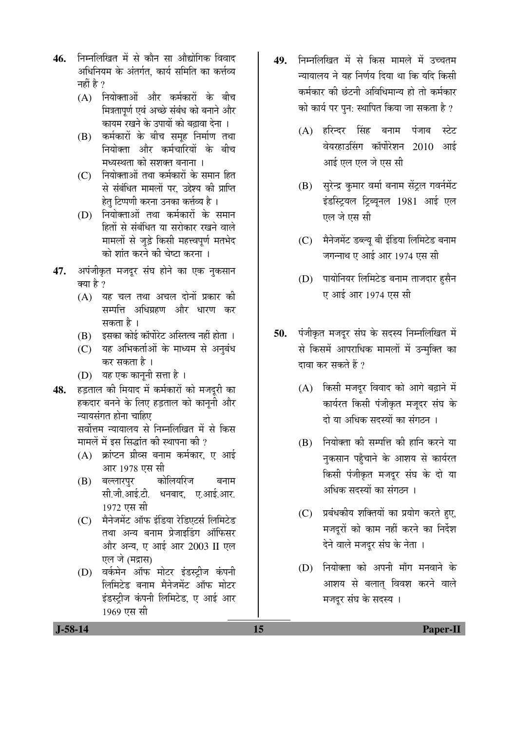**46.** निम्नलिखित में से कौन सा औद्योगिक विवाद अधिनियम के अंतर्गत, कार्य समिति का कर्त्तव्य नहीं है ?

(A) नियोक्ताओं और कर्मकारों के बीच मित्रतापूर्ण एवं अच्छे संबंध को बनाने और कायम रखने के उपायों को बढ़ावा देना ।

(B) कर्मकारों के बीच समूह निर्माण तथा नियोक्ता और कर्मचारियों के बीच मध्यस्थता को सशक्त बनाना ।

(C) नियोक्ताओं तथा कर्मकारों के समान हित से संबंधित मामलों पर, उद्देश्य की प्राप्ति हेतु टिप्पणी करना उनका कर्त्तव्य है ।

(D) नियोक्ताओं तथा कर्मकारों के समान हितों से संबंधित या सरोकार रखने वाले मामलों से जुड़े किसी महत्त्वपूर्ण मतभेद को शांत करने की चेष्टा करना ।

**47.** अपंजीकृत मजदूर संघ होने का एक नुकसान क्या है ?

(A) यह चल तथा अचल दोनों प्रकार की सम्पत्ति अधिग्रहण और धारण कर सकता है ।

(B) इसका कोई कॉर्पोरेट अस्तित्व नहीं होता ।

(C) यह अभिकर्ताओं के माध्यम से अनुबंध कर सकता है ।

(D) यह एक कानूनी सत्ता है ।

**48.** हड़ताल की मियाद में कर्मकारों को मजदूरी का हकदार बनने के लिए हड़ताल को कानूनी और न्यायसंगत होना चाहिए

सर्वोत्तम न्यायालय से निम्नलिखित में से किस मामलें में इस सिद्धांत की स्थापना की ?

(A) क्रांप्टन ग्रीव्स बनाम कर्मकार, ए आई आर 1978 एस सी

(B) बल्लारपुर कोलियरिज बनाम सी.जी.आई.टी. धनबाद, ए.आई.आर. 1972 एस सी

(C) मैनेजमेंट ऑफ इंडिया रेडिएटर्स लिमिटेड तथा अन्य बनाम प्रेजाइडिंग ऑफिसर और अन्य, ए आई आर 2003 II एल एल जे (मद्रास)

(D) वर्कमेन ऑफ मोटर इंडस्ट्रीज कंपनी लिमिटेड बनाम मैनेजमेंट ऑफ मोटर इंडस्ट्रीज कंपनी लिमिटेड, ए आई आर 1969 एस सी

**49.** निम्नलिखित में से किस मामले में उच्चतम न्यायालय ने यह निर्णय दिया था कि यदि किसी कर्मकार की छंटनी अविधिमान्य हो तो कर्मकार को कार्य पर पुन: स्थापित किया जा सकता है ?

(A) हरिन्दर सिंह बनाम पंजाब स्टेट वेयरहाउसिंग कॉर्पोरेशन 2010 आई आई एल एल जे एस सी

(B) सुरेन्द्र कुमार वर्मा बनाम सेंट्रल गवर्नमेंट इंडस्ट्रियल ट्रिब्यूनल 1981 आई एल एल जे एस सी

(C) मैनेजमेंट डब्ल्यू बी इंडिया लिमिटेड बनाम जगन्नाथ ए आई आर 1974 एस सी

(D) पायोनियर लिमिटेड बनाम ताजदार हुसैन ए आई आर 1974 एस सी

**50.** पंजीकृत मजदूर संघ के सदस्य निम्नलिखित में से किसमें आपराधिक मामलों में उन्मुक्ति का दावा कर सकते हैं ?

(A) किसी मजदूर विवाद को आगे बढ़ाने में कार्यरत किसी पंजीकृत मज़दूर संघ के दो या अधिक सदस्यों का संगठन ।

(B) नियोक्ता की सम्पत्ति की हानि करने या नुकसान पहुँचाने के आशय से कार्यरत किसी पंजीकृत मजदूर संघ के दो या अधिक सदस्यों का संगठन ।

(C) प्रबंधकीय शक्तियों का प्रयोग करते हुए, मजदूरों को काम नहीं करने का निर्देश देने वाले मजदूर संघ के नेता ।

(D) नियोक्ता को अपनी माँग मनवाने के आशय से बलात् विवश करने वाले मजदूर संघ के सदस्य ।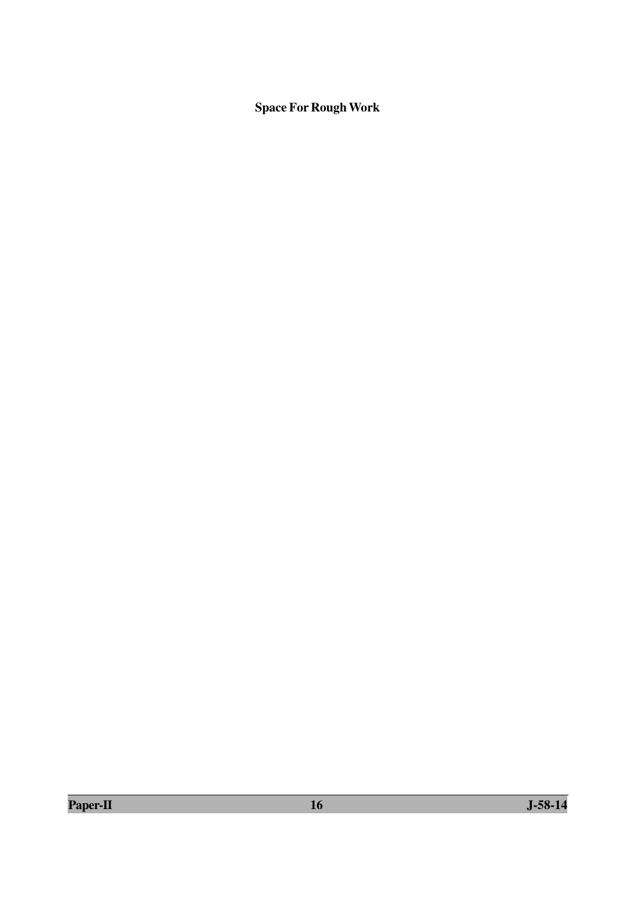**Space For Rough Work**